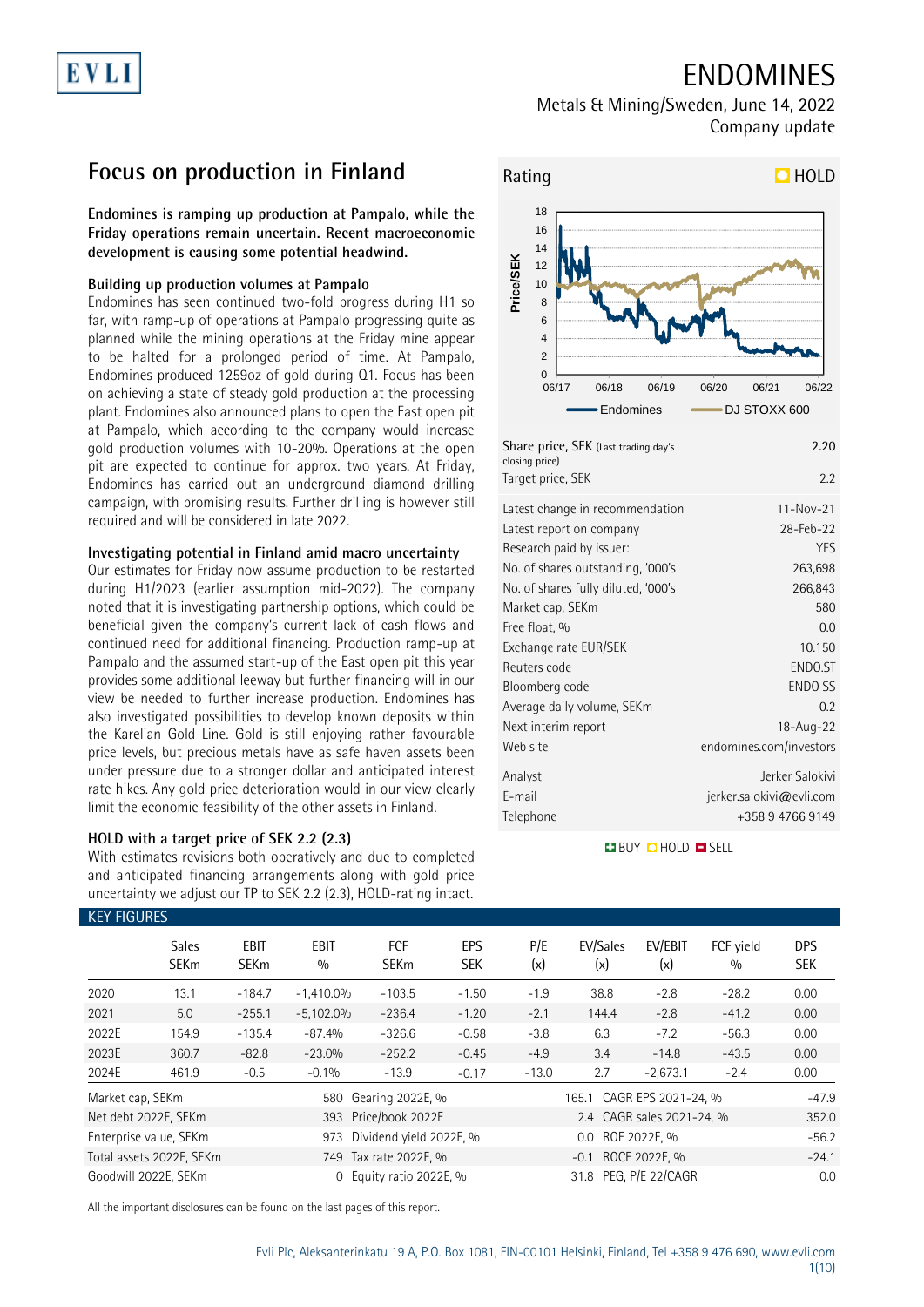# ENDOMINES

Metals & Mining/Sweden, June 14, 2022
Company update

## Focus on production in Finland

**Endomines is ramping up production at Pampalo, while the Friday operations remain uncertain. Recent macroeconomic development is causing some potential headwind.**

### Building up production volumes at Pampalo

Endomines has seen continued two-fold progress during H1 so far, with ramp-up of operations at Pampalo progressing quite as planned while the mining operations at the Friday mine appear to be halted for a prolonged period of time. At Pampalo, Endomines produced 1259oz of gold during Q1. Focus has been on achieving a state of steady gold production at the processing plant. Endomines also announced plans to open the East open pit at Pampalo, which according to the company would increase gold production volumes with 10-20%. Operations at the open pit are expected to continue for approx. two years. At Friday, Endomines has carried out an underground diamond drilling campaign, with promising results. Further drilling is however still required and will be considered in late 2022.

### Investigating potential in Finland amid macro uncertainty

Our estimates for Friday now assume production to be restarted during H1/2023 (earlier assumption mid-2022). The company noted that it is investigating partnership options, which could be beneficial given the company's current lack of cash flows and continued need for additional financing. Production ramp-up at Pampalo and the assumed start-up of the East open pit this year provides some additional leeway but further financing will in our view be needed to further increase production. Endomines has also investigated possibilities to develop known deposits within the Karelian Gold Line. Gold is still enjoying rather favourable price levels, but precious metals have as safe haven assets been under pressure due to a stronger dollar and anticipated interest rate hikes. Any gold price deterioration would in our view clearly limit the economic feasibility of the other assets in Finland.

### HOLD with a target price of SEK 2.2 (2.3)

With estimates revisions both operatively and due to completed and anticipated financing arrangements along with gold price uncertainty we adjust our TP to SEK 2.2 (2.3), HOLD-rating intact.

**Rating:** HOLD

| | |
|---|---|
| Share price, SEK (Last trading day's closing price) | 2.20 |
| Target price, SEK | 2.2 |
| Latest change in recommendation | 11-Nov-21 |
| Latest report on company | 28-Feb-22 |
| Research paid by issuer: | YES |
| No. of shares outstanding, '000's | 263,698 |
| No. of shares fully diluted, '000's | 266,843 |
| Market cap, SEKm | 580 |
| Free float, % | 0.0 |
| Exchange rate EUR/SEK | 10.150 |
| Reuters code | ENDO.ST |
| Bloomberg code | ENDO SS |
| Average daily volume, SEKm | 0.2 |
| Next interim report | 18-Aug-22 |
| Web site | endomines.com/investors |
| Analyst | Jerker Salokivi |
| E-mail | jerker.salokivi@evli.com |
| Telephone | +358 9 4766 9149 |

BUY HOLD SELL

### KEY FIGURES

| | Sales SEKm | EBIT SEKm | EBIT % | FCF SEKm | EPS SEK | P/E (x) | EV/Sales (x) | EV/EBIT (x) | FCF yield % | DPS SEK |
|---|---|---|---|---|---|---|---|---|---|---|
| 2020 | 13.1 | -184.7 | -1,410.0% | -103.5 | -1.50 | -1.9 | 38.8 | -2.8 | -28.2 | 0.00 |
| 2021 | 5.0 | -255.1 | -5,102.0% | -236.4 | -1.20 | -2.1 | 144.4 | -2.8 | -41.2 | 0.00 |
| 2022E | 154.9 | -135.4 | -87.4% | -326.6 | -0.58 | -3.8 | 6.3 | -7.2 | -56.3 | 0.00 |
| 2023E | 360.7 | -82.8 | -23.0% | -252.2 | -0.45 | -4.9 | 3.4 | -14.8 | -43.5 | 0.00 |
| 2024E | 461.9 | -0.5 | -0.1% | -13.9 | -0.17 | -13.0 | 2.7 | -2,673.1 | -2.4 | 0.00 |

| | | | | | |
|---|---|---|---|---|---|
| Market cap, SEKm | 580 | Gearing 2022E, % | 165.1 | CAGR EPS 2021-24, % | -47.9 |
| Net debt 2022E, SEKm | 393 | Price/book 2022E | 2.4 | CAGR sales 2021-24, % | 352.0 |
| Enterprise value, SEKm | 973 | Dividend yield 2022E, % | 0.0 | ROE 2022E, % | -56.2 |
| Total assets 2022E, SEKm | 749 | Tax rate 2022E, % | -0.1 | ROCE 2022E, % | -24.1 |
| Goodwill 2022E, SEKm | 0 | Equity ratio 2022E, % | 31.8 | PEG, P/E 22/CAGR | 0.0 |

All the important disclosures can be found on the last pages of this report.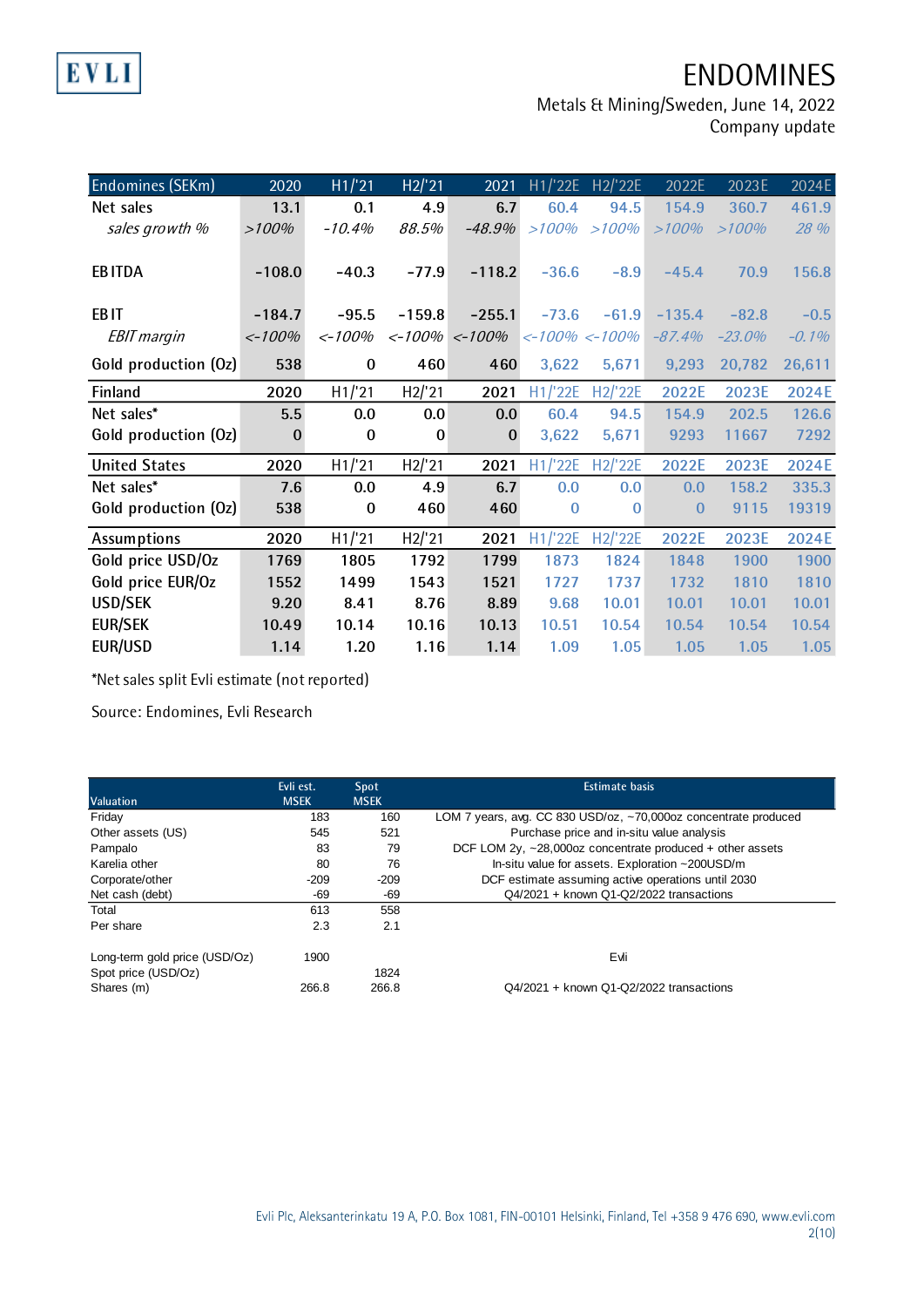# ENDOMINES

Metals & Mining/Sweden, June 14, 2022
Company update

| Endomines (SEKm) | 2020 | H1/'21 | H2/'21 | 2021 | H1/'22E | H2/'22E | 2022E | 2023E | 2024E |
|---|---|---|---|---|---|---|---|---|---|
| Net sales | 13.1 | 0.1 | 4.9 | 6.7 | 60.4 | 94.5 | 154.9 | 360.7 | 461.9 |
| *sales growth %* | *>100%* | *-10.4%* | *88.5%* | *-48.9%* | *>100%* | *>100%* | *>100%* | *>100%* | *28 %* |
| EBITDA | -108.0 | -40.3 | -77.9 | -118.2 | -36.6 | -8.9 | -45.4 | 70.9 | 156.8 |
| EBIT | -184.7 | -95.5 | -159.8 | -255.1 | -73.6 | -61.9 | -135.4 | -82.8 | -0.5 |
| *EBIT margin* | *<-100%* | *<-100%* | *<-100%* | *<-100%* | *<-100%* | *<-100%* | *-87.4%* | *-23.0%* | *-0.1%* |
| Gold production (Oz) | 538 | 0 | 460 | 460 | 3,622 | 5,671 | 9,293 | 20,782 | 26,611 |
| **Finland** | **2020** | **H1/'21** | **H2/'21** | **2021** | **H1/'22E** | **H2/'22E** | **2022E** | **2023E** | **2024E** |
| Net sales* | 5.5 | 0.0 | 0.0 | 0.0 | 60.4 | 94.5 | 154.9 | 202.5 | 126.6 |
| Gold production (Oz) | 0 | 0 | 0 | 0 | 3,622 | 5,671 | 9293 | 11667 | 7292 |
| **United States** | **2020** | **H1/'21** | **H2/'21** | **2021** | **H1/'22E** | **H2/'22E** | **2022E** | **2023E** | **2024E** |
| Net sales* | 7.6 | 0.0 | 4.9 | 6.7 | 0.0 | 0.0 | 0.0 | 158.2 | 335.3 |
| Gold production (Oz) | 538 | 0 | 460 | 460 | 0 | 0 | 0 | 9115 | 19319 |
| **Assumptions** | **2020** | **H1/'21** | **H2/'21** | **2021** | **H1/'22E** | **H2/'22E** | **2022E** | **2023E** | **2024E** |
| Gold price USD/Oz | 1769 | 1805 | 1792 | 1799 | 1873 | 1824 | 1848 | 1900 | 1900 |
| Gold price EUR/Oz | 1552 | 1499 | 1543 | 1521 | 1727 | 1737 | 1732 | 1810 | 1810 |
| USD/SEK | 9.20 | 8.41 | 8.76 | 8.89 | 9.68 | 10.01 | 10.01 | 10.01 | 10.01 |
| EUR/SEK | 10.49 | 10.14 | 10.16 | 10.13 | 10.51 | 10.54 | 10.54 | 10.54 | 10.54 |
| EUR/USD | 1.14 | 1.20 | 1.16 | 1.14 | 1.09 | 1.05 | 1.05 | 1.05 | 1.05 |

*Net sales split Evli estimate (not reported)

Source: Endomines, Evli Research

| Valuation | Evli est. MSEK | Spot MSEK | Estimate basis |
|---|---|---|---|
| Friday | 183 | 160 | LOM 7 years, avg. CC 830 USD/oz, ~70,000oz concentrate produced |
| Other assets (US) | 545 | 521 | Purchase price and in-situ value analysis |
| Pampalo | 83 | 79 | DCF LOM 2y, ~28,000oz concentrate produced + other assets |
| Karelia other | 80 | 76 | In-situ value for assets. Exploration ~200USD/m |
| Corporate/other | -209 | -209 | DCF estimate assuming active operations until 2030 |
| Net cash (debt) | -69 | -69 | Q4/2021 + known Q1-Q2/2022 transactions |
| Total | 613 | 558 | |
| Per share | 2.3 | 2.1 | |
| | | | |
| Long-term gold price (USD/Oz) | 1900 | | Evli |
| Spot price (USD/Oz) | | 1824 | |
| Shares (m) | 266.8 | 266.8 | Q4/2021 + known Q1-Q2/2022 transactions |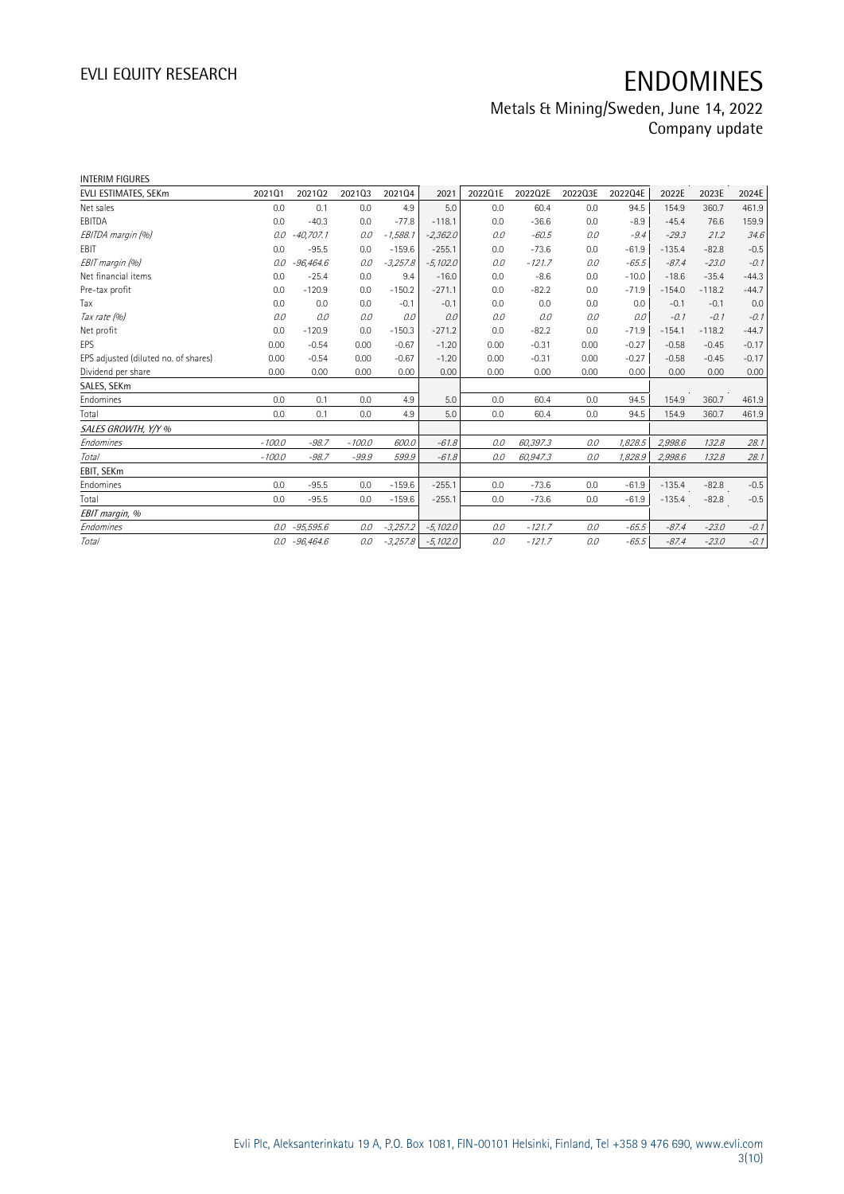INTERIM FIGURES

| EVLI ESTIMATES, SEKm | 2021Q1 | 2021Q2 | 2021Q3 | 2021Q4 | 2021 | 2022Q1E | 2022Q2E | 2022Q3E | 2022Q4E | 2022E | 2023E | 2024E |
|---|---|---|---|---|---|---|---|---|---|---|---|---|
| Net sales | 0.0 | 0.1 | 0.0 | 4.9 | 5.0 | 0.0 | 60.4 | 0.0 | 94.5 | 154.9 | 360.7 | 461.9 |
| EBITDA | 0.0 | -40.3 | 0.0 | -77.8 | -118.1 | 0.0 | -36.6 | 0.0 | -8.9 | -45.4 | 76.6 | 159.9 |
| *EBITDA margin (%)* | *0.0* | *-40,707.1* | *0.0* | *-1,588.1* | *-2,362.0* | *0.0* | *-60.5* | *0.0* | *-9.4* | *-29.3* | *21.2* | *34.6* |
| EBIT | 0.0 | -95.5 | 0.0 | -159.6 | -255.1 | 0.0 | -73.6 | 0.0 | -61.9 | -135.4 | -82.8 | -0.5 |
| *EBIT margin (%)* | *0.0* | *-96,464.6* | *0.0* | *-3,257.8* | *-5,102.0* | *0.0* | *-121.7* | *0.0* | *-65.5* | *-87.4* | *-23.0* | *-0.1* |
| Net financial items | 0.0 | -25.4 | 0.0 | 9.4 | -16.0 | 0.0 | -8.6 | 0.0 | -10.0 | -18.6 | -35.4 | -44.3 |
| Pre-tax profit | 0.0 | -120.9 | 0.0 | -150.2 | -271.1 | 0.0 | -82.2 | 0.0 | -71.9 | -154.0 | -118.2 | -44.7 |
| Tax | 0.0 | 0.0 | 0.0 | -0.1 | -0.1 | 0.0 | 0.0 | 0.0 | 0.0 | -0.1 | -0.1 | 0.0 |
| *Tax rate (%)* | *0.0* | *0.0* | *0.0* | *0.0* | *0.0* | *0.0* | *0.0* | *0.0* | *0.0* | *-0.1* | *-0.1* | *-0.1* |
| Net profit | 0.0 | -120.9 | 0.0 | -150.3 | -271.2 | 0.0 | -82.2 | 0.0 | -71.9 | -154.1 | -118.2 | -44.7 |
| EPS | 0.00 | -0.54 | 0.00 | -0.67 | -1.20 | 0.00 | -0.31 | 0.00 | -0.27 | -0.58 | -0.45 | -0.17 |
| EPS adjusted (diluted no. of shares) | 0.00 | -0.54 | 0.00 | -0.67 | -1.20 | 0.00 | -0.31 | 0.00 | -0.27 | -0.58 | -0.45 | -0.17 |
| Dividend per share | 0.00 | 0.00 | 0.00 | 0.00 | 0.00 | 0.00 | 0.00 | 0.00 | 0.00 | 0.00 | 0.00 | 0.00 |
| SALES, SEKm | | | | | | | | | | | | |
| Endomines | 0.0 | 0.1 | 0.0 | 4.9 | 5.0 | 0.0 | 60.4 | 0.0 | 94.5 | 154.9 | 360.7 | 461.9 |
| Total | 0.0 | 0.1 | 0.0 | 4.9 | 5.0 | 0.0 | 60.4 | 0.0 | 94.5 | 154.9 | 360.7 | 461.9 |
| *SALES GROWTH, Y/Y %* | | | | | | | | | | | | |
| *Endomines* | *-100.0* | *-98.7* | *-100.0* | *600.0* | *-61.8* | *0.0* | *60,397.3* | *0.0* | *1,828.5* | *2,998.6* | *132.8* | *28.1* |
| *Total* | *-100.0* | *-98.7* | *-99.9* | *599.9* | *-61.8* | *0.0* | *60,947.3* | *0.0* | *1,828.9* | *2,998.6* | *132.8* | *28.1* |
| EBIT, SEKm | | | | | | | | | | | | |
| Endomines | 0.0 | -95.5 | 0.0 | -159.6 | -255.1 | 0.0 | -73.6 | 0.0 | -61.9 | -135.4 | -82.8 | -0.5 |
| Total | 0.0 | -95.5 | 0.0 | -159.6 | -255.1 | 0.0 | -73.6 | 0.0 | -61.9 | -135.4 | -82.8 | -0.5 |
| *EBIT margin, %* | | | | | | | | | | | | |
| *Endomines* | *0.0* | *-95,595.6* | *0.0* | *-3,257.2* | *-5,102.0* | *0.0* | *-121.7* | *0.0* | *-65.5* | *-87.4* | *-23.0* | *-0.1* |
| *Total* | *0.0* | *-96,464.6* | *0.0* | *-3,257.8* | *-5,102.0* | *0.0* | *-121.7* | *0.0* | *-65.5* | *-87.4* | *-23.0* | *-0.1* |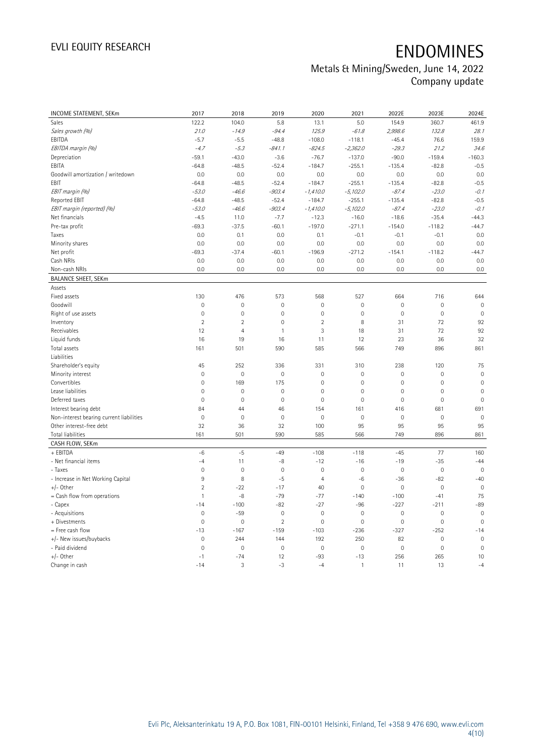# ENDOMINES

Metals & Mining/Sweden, June 14, 2022
Company update

| INCOME STATEMENT, SEKm | 2017 | 2018 | 2019 | 2020 | 2021 | 2022E | 2023E | 2024E |
|---|---|---|---|---|---|---|---|---|
| Sales | 122.2 | 104.0 | 5.8 | 13.1 | 5.0 | 154.9 | 360.7 | 461.9 |
| *Sales growth (%)* | *21.0* | *-14.9* | *-94.4* | *125.9* | *-61.8* | *2,998.6* | *132.8* | *28.1* |
| EBITDA | -5.7 | -5.5 | -48.8 | -108.0 | -118.1 | -45.4 | 76.6 | 159.9 |
| *EBITDA margin (%)* | *-4.7* | *-5.3* | *-841.1* | *-824.5* | *-2,362.0* | *-29.3* | *21.2* | *34.6* |
| Depreciation | -59.1 | -43.0 | -3.6 | -76.7 | -137.0 | -90.0 | -159.4 | -160.3 |
| EBITA | -64.8 | -48.5 | -52.4 | -184.7 | -255.1 | -135.4 | -82.8 | -0.5 |
| Goodwill amortization / writedown | 0.0 | 0.0 | 0.0 | 0.0 | 0.0 | 0.0 | 0.0 | 0.0 |
| EBIT | -64.8 | -48.5 | -52.4 | -184.7 | -255.1 | -135.4 | -82.8 | -0.5 |
| *EBIT margin (%)* | *-53.0* | *-46.6* | *-903.4* | *-1,410.0* | *-5,102.0* | *-87.4* | *-23.0* | *-0.1* |
| Reported EBIT | -64.8 | -48.5 | -52.4 | -184.7 | -255.1 | -135.4 | -82.8 | -0.5 |
| *EBIT margin (reported) (%)* | *-53.0* | *-46.6* | *-903.4* | *-1,410.0* | *-5,102.0* | *-87.4* | *-23.0* | *-0.1* |
| Net financials | -4.5 | 11.0 | -7.7 | -12.3 | -16.0 | -18.6 | -35.4 | -44.3 |
| Pre-tax profit | -69.3 | -37.5 | -60.1 | -197.0 | -271.1 | -154.0 | -118.2 | -44.7 |
| Taxes | 0.0 | 0.1 | 0.0 | 0.1 | -0.1 | -0.1 | -0.1 | 0.0 |
| Minority shares | 0.0 | 0.0 | 0.0 | 0.0 | 0.0 | 0.0 | 0.0 | 0.0 |
| Net profit | -69.3 | -37.4 | -60.1 | -196.9 | -271.2 | -154.1 | -118.2 | -44.7 |
| Cash NRIs | 0.0 | 0.0 | 0.0 | 0.0 | 0.0 | 0.0 | 0.0 | 0.0 |
| Non-cash NRIs | 0.0 | 0.0 | 0.0 | 0.0 | 0.0 | 0.0 | 0.0 | 0.0 |

| BALANCE SHEET, SEKm | 2017 | 2018 | 2019 | 2020 | 2021 | 2022E | 2023E | 2024E |
|---|---|---|---|---|---|---|---|---|
| Assets | | | | | | | | |
| Fixed assets | 130 | 476 | 573 | 568 | 527 | 664 | 716 | 644 |
| Goodwill | 0 | 0 | 0 | 0 | 0 | 0 | 0 | 0 |
| Right of use assets | 0 | 0 | 0 | 0 | 0 | 0 | 0 | 0 |
| Inventory | 2 | 2 | 0 | 2 | 8 | 31 | 72 | 92 |
| Receivables | 12 | 4 | 1 | 3 | 18 | 31 | 72 | 92 |
| Liquid funds | 16 | 19 | 16 | 11 | 12 | 23 | 36 | 32 |
| Total assets | 161 | 501 | 590 | 585 | 566 | 749 | 896 | 861 |
| Liabilities | | | | | | | | |
| Shareholder's equity | 45 | 252 | 336 | 331 | 310 | 238 | 120 | 75 |
| Minority interest | 0 | 0 | 0 | 0 | 0 | 0 | 0 | 0 |
| Convertibles | 0 | 169 | 175 | 0 | 0 | 0 | 0 | 0 |
| Lease liabilities | 0 | 0 | 0 | 0 | 0 | 0 | 0 | 0 |
| Deferred taxes | 0 | 0 | 0 | 0 | 0 | 0 | 0 | 0 |
| Interest bearing debt | 84 | 44 | 46 | 154 | 161 | 416 | 681 | 691 |
| Non-interest bearing current liabilities | 0 | 0 | 0 | 0 | 0 | 0 | 0 | 0 |
| Other interest-free debt | 32 | 36 | 32 | 100 | 95 | 95 | 95 | 95 |
| Total liabilities | 161 | 501 | 590 | 585 | 566 | 749 | 896 | 861 |

| CASH FLOW, SEKm | 2017 | 2018 | 2019 | 2020 | 2021 | 2022E | 2023E | 2024E |
|---|---|---|---|---|---|---|---|---|
| + EBITDA | -6 | -5 | -49 | -108 | -118 | -45 | 77 | 160 |
| - Net financial items | -4 | 11 | -8 | -12 | -16 | -19 | -35 | -44 |
| - Taxes | 0 | 0 | 0 | 0 | 0 | 0 | 0 | 0 |
| - Increase in Net Working Capital | 9 | 8 | -5 | 4 | -6 | -36 | -82 | -40 |
| +/- Other | 2 | -22 | -17 | 40 | 0 | 0 | 0 | 0 |
| = Cash flow from operations | 1 | -8 | -79 | -77 | -140 | -100 | -41 | 75 |
| - Capex | -14 | -100 | -82 | -27 | -96 | -227 | -211 | -89 |
| - Acquisitions | 0 | -59 | 0 | 0 | 0 | 0 | 0 | 0 |
| + Divestments | 0 | 0 | 2 | 0 | 0 | 0 | 0 | 0 |
| = Free cash flow | -13 | -167 | -159 | -103 | -236 | -327 | -252 | -14 |
| +/- New issues/buybacks | 0 | 244 | 144 | 192 | 250 | 82 | 0 | 0 |
| - Paid dividend | 0 | 0 | 0 | 0 | 0 | 0 | 0 | 0 |
| +/- Other | -1 | -74 | 12 | -93 | -13 | 256 | 265 | 10 |
| Change in cash | -14 | 3 | -3 | -4 | 1 | 11 | 13 | -4 |

Evli Plc, Aleksanterinkatu 19 A, P.O. Box 1081, FIN-00101 Helsinki, Finland, Tel +358 9 476 690, www.evli.com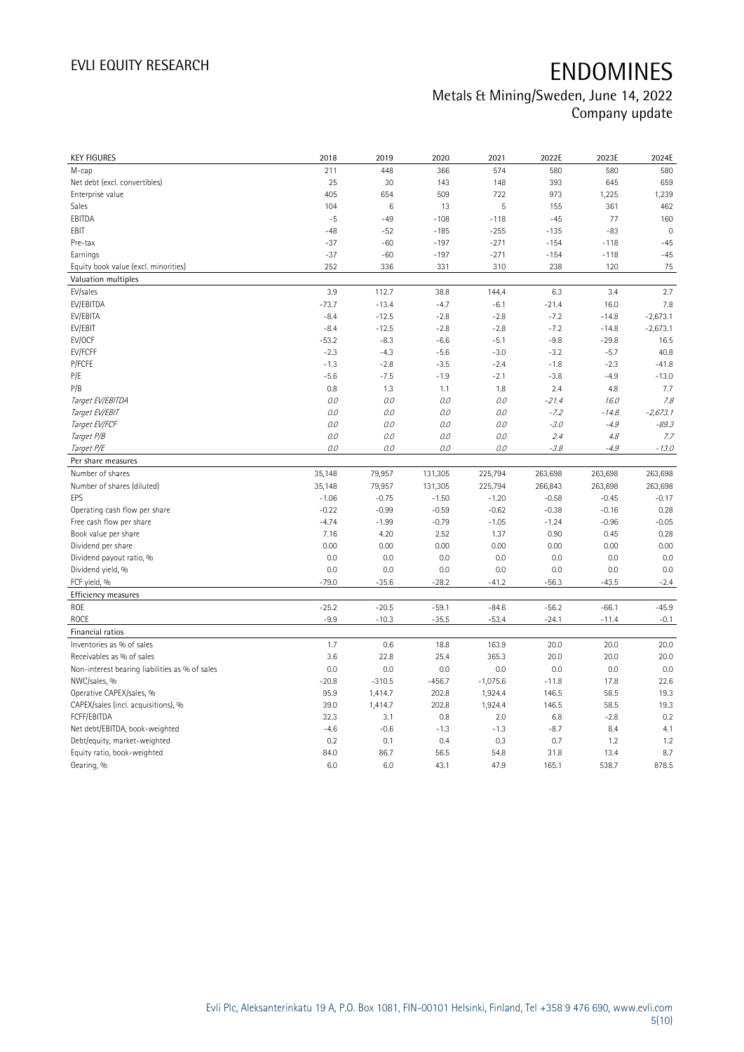| KEY FIGURES | 2018 | 2019 | 2020 | 2021 | 2022E | 2023E | 2024E |
|---|---|---|---|---|---|---|---|
| M-cap | 211 | 448 | 366 | 574 | 580 | 580 | 580 |
| Net debt (excl. convertibles) | 25 | 30 | 143 | 148 | 393 | 645 | 659 |
| Enterprise value | 405 | 654 | 509 | 722 | 973 | 1,225 | 1,239 |
| Sales | 104 | 6 | 13 | 5 | 155 | 361 | 462 |
| EBITDA | -5 | -49 | -108 | -118 | -45 | 77 | 160 |
| EBIT | -48 | -52 | -185 | -255 | -135 | -83 | 0 |
| Pre-tax | -37 | -60 | -197 | -271 | -154 | -118 | -45 |
| Earnings | -37 | -60 | -197 | -271 | -154 | -118 | -45 |
| Equity book value (excl. minorities) | 252 | 336 | 331 | 310 | 238 | 120 | 75 |
| **Valuation multiples** | | | | | | | |
| EV/sales | 3.9 | 112.7 | 38.8 | 144.4 | 6.3 | 3.4 | 2.7 |
| EV/EBITDA | -73.7 | -13.4 | -4.7 | -6.1 | -21.4 | 16.0 | 7.8 |
| EV/EBITA | -8.4 | -12.5 | -2.8 | -2.8 | -7.2 | -14.8 | -2,673.1 |
| EV/EBIT | -8.4 | -12.5 | -2.8 | -2.8 | -7.2 | -14.8 | -2,673.1 |
| EV/OCF | -53.2 | -8.3 | -6.6 | -5.1 | -9.8 | -29.8 | 16.5 |
| EV/FCFF | -2.3 | -4.3 | -5.6 | -3.0 | -3.2 | -5.7 | 40.8 |
| P/FCFE | -1.3 | -2.8 | -3.5 | -2.4 | -1.8 | -2.3 | -41.8 |
| P/E | -5.6 | -7.5 | -1.9 | -2.1 | -3.8 | -4.9 | -13.0 |
| P/B | 0.8 | 1.3 | 1.1 | 1.8 | 2.4 | 4.8 | 7.7 |
| *Target EV/EBITDA* | *0.0* | *0.0* | *0.0* | *0.0* | *-21.4* | *16.0* | *7.8* |
| *Target EV/EBIT* | *0.0* | *0.0* | *0.0* | *0.0* | *-7.2* | *-14.8* | *-2,673.1* |
| *Target EV/FCF* | *0.0* | *0.0* | *0.0* | *0.0* | *-3.0* | *-4.9* | *-89.3* |
| *Target P/B* | *0.0* | *0.0* | *0.0* | *0.0* | *2.4* | *4.8* | *7.7* |
| *Target P/E* | *0.0* | *0.0* | *0.0* | *0.0* | *-3.8* | *-4.9* | *-13.0* |
| **Per share measures** | | | | | | | |
| Number of shares | 35,148 | 79,957 | 131,305 | 225,794 | 263,698 | 263,698 | 263,698 |
| Number of shares (diluted) | 35,148 | 79,957 | 131,305 | 225,794 | 266,843 | 263,698 | 263,698 |
| EPS | -1.06 | -0.75 | -1.50 | -1.20 | -0.58 | -0.45 | -0.17 |
| Operating cash flow per share | -0.22 | -0.99 | -0.59 | -0.62 | -0.38 | -0.16 | 0.28 |
| Free cash flow per share | -4.74 | -1.99 | -0.79 | -1.05 | -1.24 | -0.96 | -0.05 |
| Book value per share | 7.16 | 4.20 | 2.52 | 1.37 | 0.90 | 0.45 | 0.28 |
| Dividend per share | 0.00 | 0.00 | 0.00 | 0.00 | 0.00 | 0.00 | 0.00 |
| Dividend payout ratio, % | 0.0 | 0.0 | 0.0 | 0.0 | 0.0 | 0.0 | 0.0 |
| Dividend yield, % | 0.0 | 0.0 | 0.0 | 0.0 | 0.0 | 0.0 | 0.0 |
| FCF yield, % | -79.0 | -35.6 | -28.2 | -41.2 | -56.3 | -43.5 | -2.4 |
| **Efficiency measures** | | | | | | | |
| ROE | -25.2 | -20.5 | -59.1 | -84.6 | -56.2 | -66.1 | -45.9 |
| ROCE | -9.9 | -10.3 | -35.5 | -53.4 | -24.1 | -11.4 | -0.1 |
| **Financial ratios** | | | | | | | |
| Inventories as % of sales | 1.7 | 0.6 | 18.8 | 163.9 | 20.0 | 20.0 | 20.0 |
| Receivables as % of sales | 3.6 | 22.8 | 25.4 | 365.3 | 20.0 | 20.0 | 20.0 |
| Non-interest bearing liabilities as % of sales | 0.0 | 0.0 | 0.0 | 0.0 | 0.0 | 0.0 | 0.0 |
| NWC/sales, % | -20.8 | -310.5 | -456.7 | -1,075.6 | -11.8 | 17.8 | 22.6 |
| Operative CAPEX/sales, % | 95.9 | 1,414.7 | 202.8 | 1,924.4 | 146.5 | 58.5 | 19.3 |
| CAPEX/sales (incl. acquisitions), % | 39.0 | 1,414.7 | 202.8 | 1,924.4 | 146.5 | 58.5 | 19.3 |
| FCFF/EBITDA | 32.3 | 3.1 | 0.8 | 2.0 | 6.8 | -2.8 | 0.2 |
| Net debt/EBITDA, book-weighted | -4.6 | -0.6 | -1.3 | -1.3 | -8.7 | 8.4 | 4.1 |
| Debt/equity, market-weighted | 0.2 | 0.1 | 0.4 | 0.3 | 0.7 | 1.2 | 1.2 |
| Equity ratio, book-weighted | 84.0 | 86.7 | 56.5 | 54.8 | 31.8 | 13.4 | 8.7 |
| Gearing, % | 6.0 | 6.0 | 43.1 | 47.9 | 165.1 | 538.7 | 878.5 |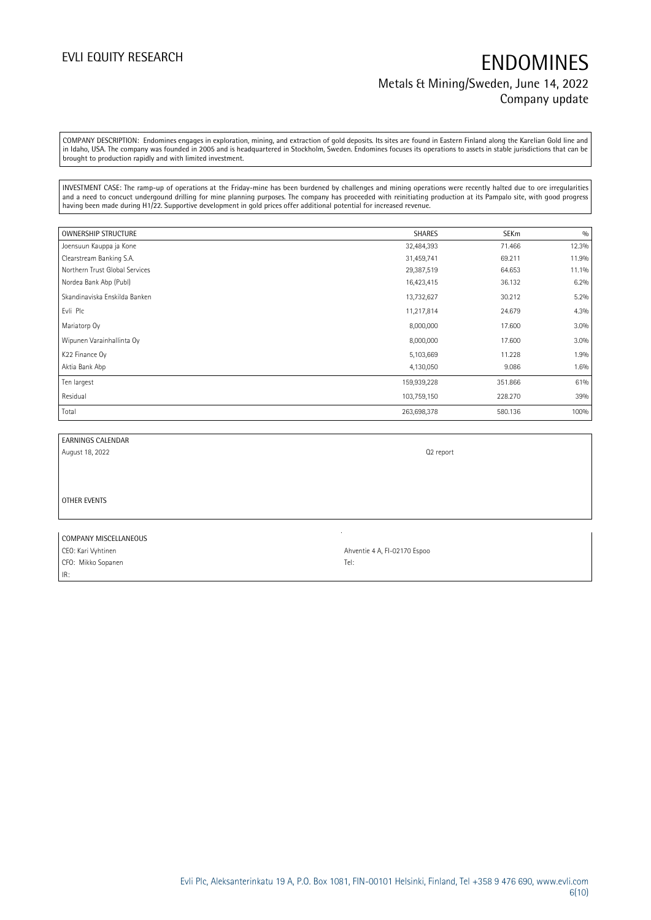COMPANY DESCRIPTION: Endomines engages in exploration, mining, and extraction of gold deposits. Its sites are found in Eastern Finland along the Karelian Gold line and in Idaho, USA. The company was founded in 2005 and is headquartered in Stockholm, Sweden. Endomines focuses its operations to assets in stable jurisdictions that can be brought to production rapidly and with limited investment.

INVESTMENT CASE: The ramp-up of operations at the Friday-mine has been burdened by challenges and mining operations were recently halted due to ore irregularities and a need to concuct undergound drilling for mine planning purposes. The company has proceeded with reinitiating production at its Pampalo site, with good progress having been made during H1/22. Supportive development in gold prices offer additional potential for increased revenue.

| OWNERSHIP STRUCTURE | SHARES | SEKm | % |
|---|---|---|---|
| Joensuun Kauppa ja Kone | 32,484,393 | 71.466 | 12.3% |
| Clearstream Banking S.A. | 31,459,741 | 69.211 | 11.9% |
| Northern Trust Global Services | 29,387,519 | 64.653 | 11.1% |
| Nordea Bank Abp (Publ) | 16,423,415 | 36.132 | 6.2% |
| Skandinaviska Enskilda Banken | 13,732,627 | 30.212 | 5.2% |
| Evli Plc | 11,217,814 | 24.679 | 4.3% |
| Mariatorp Oy | 8,000,000 | 17.600 | 3.0% |
| Wipunen Varainhallinta Oy | 8,000,000 | 17.600 | 3.0% |
| K22 Finance Oy | 5,103,669 | 11.228 | 1.9% |
| Aktia Bank Abp | 4,130,050 | 9.086 | 1.6% |
| Ten largest | 159,939,228 | 351.866 | 61% |
| Residual | 103,759,150 | 228.270 | 39% |
| Total | 263,698,378 | 580.136 | 100% |

| EARNINGS CALENDAR | |
|---|---|
| August 18, 2022 | Q2 report |

OTHER EVENTS

| COMPANY MISCELLANEOUS | |
|---|---|
| CEO: Kari Vyhtinen | Ahventie 4 A, FI-02170 Espoo |
| CFO: Mikko Sopanen | Tel: |
| IR: | |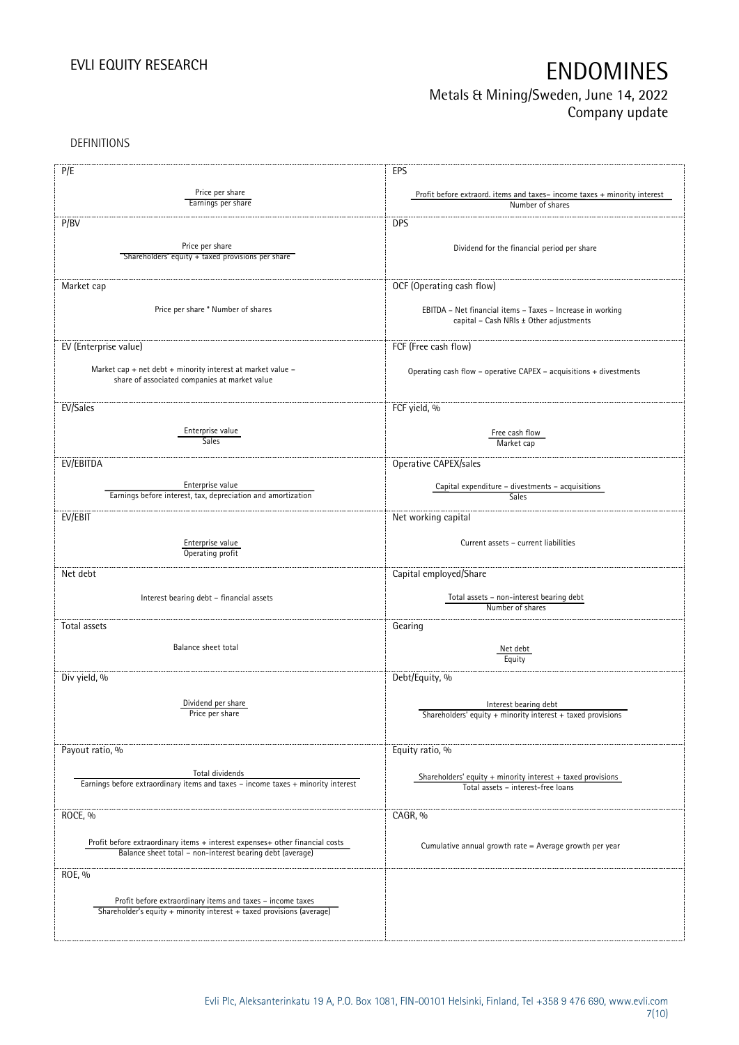DEFINITIONS

| P/E | EPS |
|---|---|
| $\frac{\text{Price per share}}{\text{Earnings per share}}$ | $\frac{\text{Profit before extraord. items and taxes– income taxes + minority interest}}{\text{Number of shares}}$ |
| **P/BV** | **DPS** |
| $\frac{\text{Price per share}}{\text{Shareholders' equity + taxed provisions per share}}$ | Dividend for the financial period per share |
| **Market cap** | **OCF (Operating cash flow)** |
| Price per share * Number of shares | EBITDA – Net financial items – Taxes – Increase in working capital – Cash NRIs ± Other adjustments |
| **EV (Enterprise value)** | **FCF (Free cash flow)** |
| Market cap + net debt + minority interest at market value – share of associated companies at market value | Operating cash flow – operative CAPEX – acquisitions + divestments |
| **EV/Sales** | **FCF yield, %** |
| $\frac{\text{Enterprise value}}{\text{Sales}}$ | $\frac{\text{Free cash flow}}{\text{Market cap}}$ |
| **EV/EBITDA** | **Operative CAPEX/sales** |
| $\frac{\text{Enterprise value}}{\text{Earnings before interest, tax, depreciation and amortization}}$ | $\frac{\text{Capital expenditure – divestments – acquisitions}}{\text{Sales}}$ |
| **EV/EBIT** | **Net working capital** |
| $\frac{\text{Enterprise value}}{\text{Operating profit}}$ | Current assets – current liabilities |
| **Net debt** | **Capital employed/Share** |
| Interest bearing debt – financial assets | $\frac{\text{Total assets – non-interest bearing debt}}{\text{Number of shares}}$ |
| **Total assets** | **Gearing** |
| Balance sheet total | $\frac{\text{Net debt}}{\text{Equity}}$ |
| **Div yield, %** | **Debt/Equity, %** |
| $\frac{\text{Dividend per share}}{\text{Price per share}}$ | $\frac{\text{Interest bearing debt}}{\text{Shareholders' equity + minority interest + taxed provisions}}$ |
| **Payout ratio, %** | **Equity ratio, %** |
| $\frac{\text{Total dividends}}{\text{Earnings before extraordinary items and taxes – income taxes + minority interest}}$ | $\frac{\text{Shareholders' equity + minority interest + taxed provisions}}{\text{Total assets – interest-free loans}}$ |
| **ROCE, %** | **CAGR, %** |
| $\frac{\text{Profit before extraordinary items + interest expenses+ other financial costs}}{\text{Balance sheet total – non-interest bearing debt (average)}}$ | Cumulative annual growth rate = Average growth per year |
| **ROE, %** | |
| $\frac{\text{Profit before extraordinary items and taxes – income taxes}}{\text{Shareholder's equity + minority interest + taxed provisions (average)}}$ | |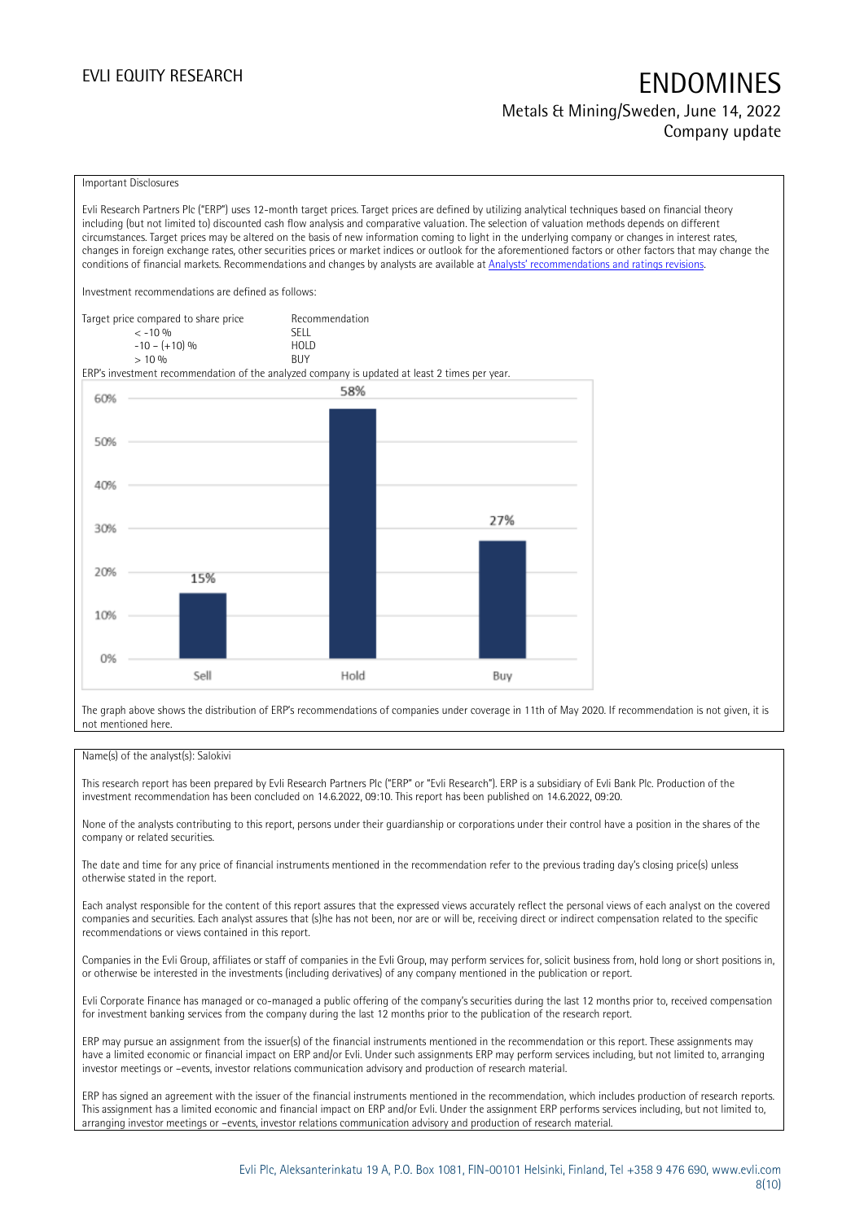Important Disclosures

Evli Research Partners Plc ("ERP") uses 12-month target prices. Target prices are defined by utilizing analytical techniques based on financial theory including (but not limited to) discounted cash flow analysis and comparative valuation. The selection of valuation methods depends on different circumstances. Target prices may be altered on the basis of new information coming to light in the underlying company or changes in interest rates, changes in foreign exchange rates, other securities prices or market indices or outlook for the aforementioned factors or other factors that may change the conditions of financial markets. Recommendations and changes by analysts are available at Analysts' recommendations and ratings revisions.

Investment recommendations are defined as follows:

| Target price compared to share price | Recommendation |
| --- | --- |
| < -10 % | SELL |
| -10 – (+10) % | HOLD |
| > 10 % | BUY |

ERP's investment recommendation of the analyzed company is updated at least 2 times per year.

| | Sell | Hold | Buy |
| --- | --- | --- | --- |
| Share | 15% | 58% | 27% |

The graph above shows the distribution of ERP's recommendations of companies under coverage in 11th of May 2020. If recommendation is not given, it is not mentioned here.

Name(s) of the analyst(s): Salokivi

This research report has been prepared by Evli Research Partners Plc ("ERP" or "Evli Research"). ERP is a subsidiary of Evli Bank Plc. Production of the investment recommendation has been concluded on 14.6.2022, 09:10. This report has been published on 14.6.2022, 09:20.

None of the analysts contributing to this report, persons under their guardianship or corporations under their control have a position in the shares of the company or related securities.

The date and time for any price of financial instruments mentioned in the recommendation refer to the previous trading day's closing price(s) unless otherwise stated in the report.

Each analyst responsible for the content of this report assures that the expressed views accurately reflect the personal views of each analyst on the covered companies and securities. Each analyst assures that (s)he has not been, nor are or will be, receiving direct or indirect compensation related to the specific recommendations or views contained in this report.

Companies in the Evli Group, affiliates or staff of companies in the Evli Group, may perform services for, solicit business from, hold long or short positions in, or otherwise be interested in the investments (including derivatives) of any company mentioned in the publication or report.

Evli Corporate Finance has managed or co-managed a public offering of the company's securities during the last 12 months prior to, received compensation for investment banking services from the company during the last 12 months prior to the publication of the research report.

ERP may pursue an assignment from the issuer(s) of the financial instruments mentioned in the recommendation or this report. These assignments may have a limited economic or financial impact on ERP and/or Evli. Under such assignments ERP may perform services including, but not limited to, arranging investor meetings or –events, investor relations communication advisory and production of research material.

ERP has signed an agreement with the issuer of the financial instruments mentioned in the recommendation, which includes production of research reports. This assignment has a limited economic and financial impact on ERP and/or Evli. Under the assignment ERP performs services including, but not limited to, arranging investor meetings or –events, investor relations communication advisory and production of research material.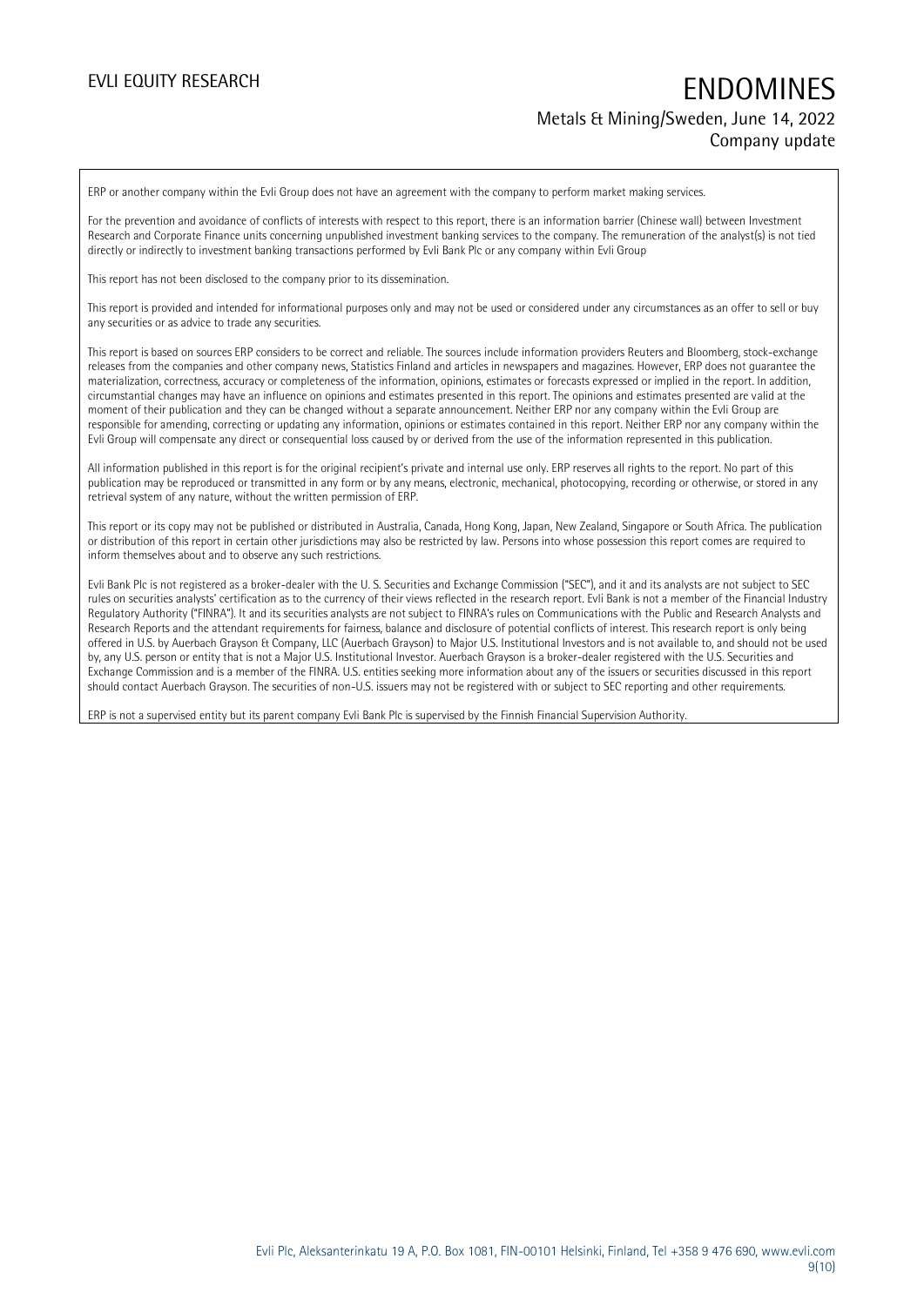ERP or another company within the Evli Group does not have an agreement with the company to perform market making services.

For the prevention and avoidance of conflicts of interests with respect to this report, there is an information barrier (Chinese wall) between Investment Research and Corporate Finance units concerning unpublished investment banking services to the company. The remuneration of the analyst(s) is not tied directly or indirectly to investment banking transactions performed by Evli Bank Plc or any company within Evli Group

This report has not been disclosed to the company prior to its dissemination.

This report is provided and intended for informational purposes only and may not be used or considered under any circumstances as an offer to sell or buy any securities or as advice to trade any securities.

This report is based on sources ERP considers to be correct and reliable. The sources include information providers Reuters and Bloomberg, stock-exchange releases from the companies and other company news, Statistics Finland and articles in newspapers and magazines. However, ERP does not guarantee the materialization, correctness, accuracy or completeness of the information, opinions, estimates or forecasts expressed or implied in the report. In addition, circumstantial changes may have an influence on opinions and estimates presented in this report. The opinions and estimates presented are valid at the moment of their publication and they can be changed without a separate announcement. Neither ERP nor any company within the Evli Group are responsible for amending, correcting or updating any information, opinions or estimates contained in this report. Neither ERP nor any company within the Evli Group will compensate any direct or consequential loss caused by or derived from the use of the information represented in this publication.

All information published in this report is for the original recipient's private and internal use only. ERP reserves all rights to the report. No part of this publication may be reproduced or transmitted in any form or by any means, electronic, mechanical, photocopying, recording or otherwise, or stored in any retrieval system of any nature, without the written permission of ERP.

This report or its copy may not be published or distributed in Australia, Canada, Hong Kong, Japan, New Zealand, Singapore or South Africa. The publication or distribution of this report in certain other jurisdictions may also be restricted by law. Persons into whose possession this report comes are required to inform themselves about and to observe any such restrictions.

Evli Bank Plc is not registered as a broker-dealer with the U. S. Securities and Exchange Commission ("SEC"), and it and its analysts are not subject to SEC rules on securities analysts' certification as to the currency of their views reflected in the research report. Evli Bank is not a member of the Financial Industry Regulatory Authority ("FINRA"). It and its securities analysts are not subject to FINRA's rules on Communications with the Public and Research Analysts and Research Reports and the attendant requirements for fairness, balance and disclosure of potential conflicts of interest. This research report is only being offered in U.S. by Auerbach Grayson & Company, LLC (Auerbach Grayson) to Major U.S. Institutional Investors and is not available to, and should not be used by, any U.S. person or entity that is not a Major U.S. Institutional Investor. Auerbach Grayson is a broker-dealer registered with the U.S. Securities and Exchange Commission and is a member of the FINRA. U.S. entities seeking more information about any of the issuers or securities discussed in this report should contact Auerbach Grayson. The securities of non-U.S. issuers may not be registered with or subject to SEC reporting and other requirements.

ERP is not a supervised entity but its parent company Evli Bank Plc is supervised by the Finnish Financial Supervision Authority.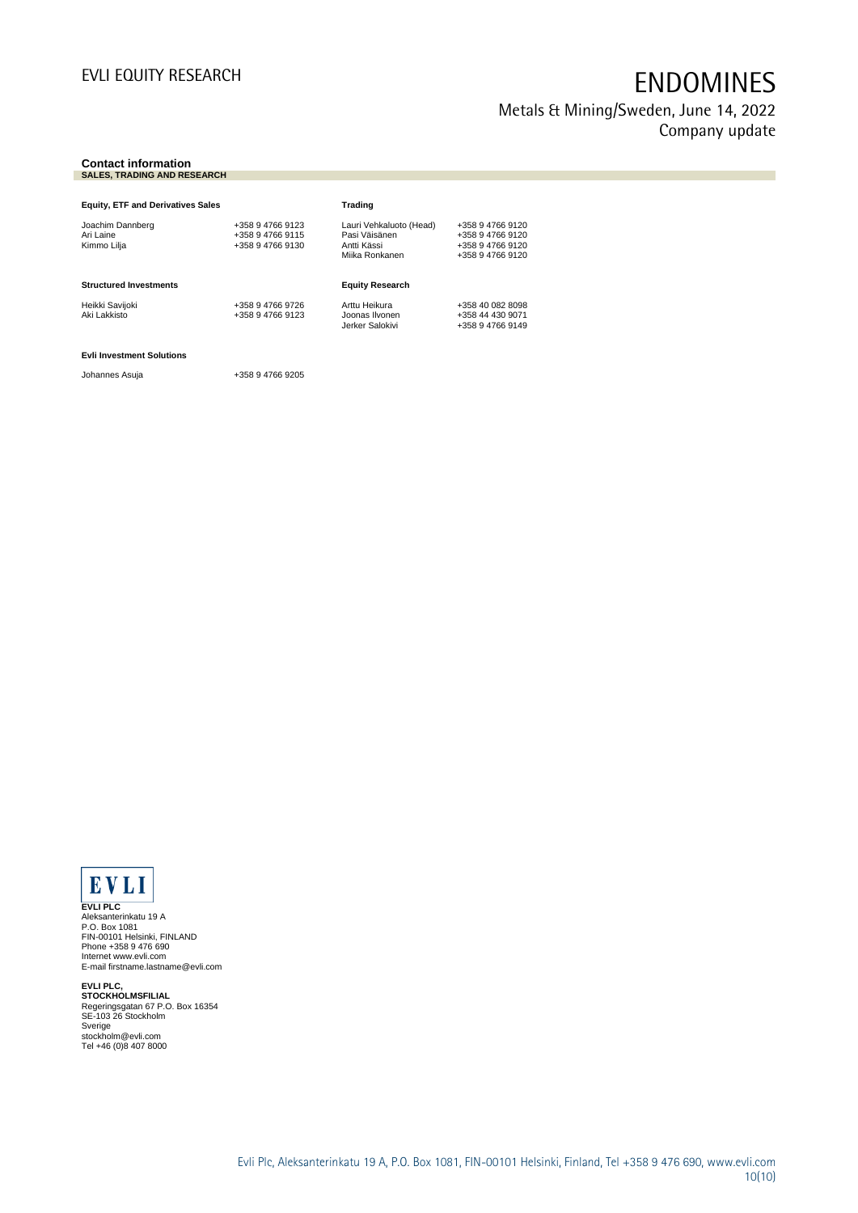**Contact information**

**SALES, TRADING AND RESEARCH**

| | | | |
|---|---|---|---|
| **Equity, ETF and Derivatives Sales** | | **Trading** | |
| Joachim Dannberg | +358 9 4766 9123 | Lauri Vehkaluoto (Head) | +358 9 4766 9120 |
| Ari Laine | +358 9 4766 9115 | Pasi Väisänen | +358 9 4766 9120 |
| Kimmo Lilja | +358 9 4766 9130 | Antti Kässi | +358 9 4766 9120 |
| | | Miika Ronkanen | +358 9 4766 9120 |
| **Structured Investments** | | **Equity Research** | |
| Heikki Savijoki | +358 9 4766 9726 | Arttu Heikura | +358 40 082 8098 |
| Aki Lakkisto | +358 9 4766 9123 | Joonas Ilvonen | +358 44 430 9071 |
| | | Jerker Salokivi | +358 9 4766 9149 |
| **Evli Investment Solutions** | | | |
| Johannes Asuja | +358 9 4766 9205 | | |

EVLI

**EVLI PLC**
Aleksanterinkatu 19 A
P.O. Box 1081
FIN-00101 Helsinki, FINLAND
Phone +358 9 476 690
Internet www.evli.com
E-mail firstname.lastname@evli.com

**EVLI PLC,**
**STOCKHOLMSFILIAL**
Regeringsgatan 67 P.O. Box 16354
SE-103 26 Stockholm
Sverige
stockholm@evli.com
Tel +46 (0)8 407 8000